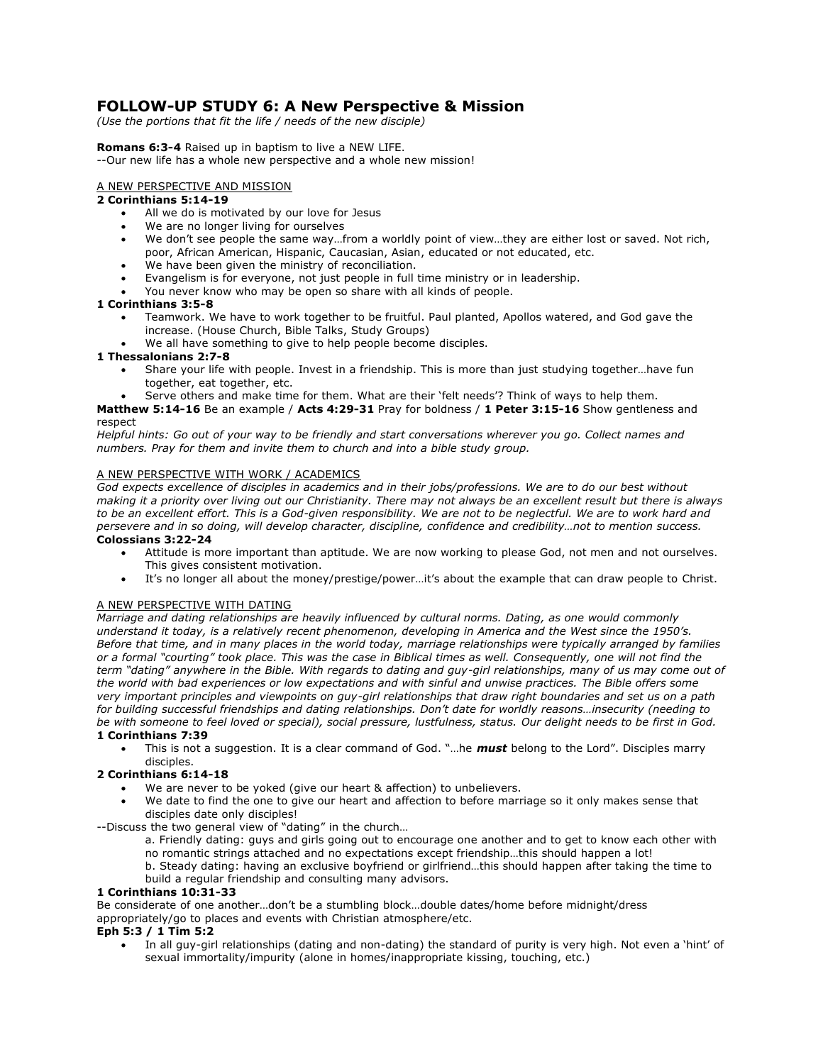# FOLLOW-UP STUDY 6: A New Perspective & Mission

*(Use the portions that fit the life / needs of the new disciple)*

**Romans 6:3-4** Raised up in baptism to live a NEW LIFE.
--Our new life has a whole new perspective and a whole new mission!

<u>A NEW PERSPECTIVE AND MISSION</u>

**2 Corinthians 5:14-19**

- All we do is motivated by our love for Jesus
- We are no longer living for ourselves
- We don't see people the same way…from a worldly point of view…they are either lost or saved. Not rich, poor, African American, Hispanic, Caucasian, Asian, educated or not educated, etc.
- We have been given the ministry of reconciliation.
- Evangelism is for everyone, not just people in full time ministry or in leadership.
- You never know who may be open so share with all kinds of people.

**1 Corinthians 3:5-8**

- Teamwork. We have to work together to be fruitful. Paul planted, Apollos watered, and God gave the increase. (House Church, Bible Talks, Study Groups)
- We all have something to give to help people become disciples.

**1 Thessalonians 2:7-8**

- Share your life with people. Invest in a friendship. This is more than just studying together…have fun together, eat together, etc.
- Serve others and make time for them. What are their 'felt needs'? Think of ways to help them.

**Matthew 5:14-16** Be an example / **Acts 4:29-31** Pray for boldness / **1 Peter 3:15-16** Show gentleness and respect

*Helpful hints: Go out of your way to be friendly and start conversations wherever you go. Collect names and numbers. Pray for them and invite them to church and into a bible study group.*

<u>A NEW PERSPECTIVE WITH WORK / ACADEMICS</u>

*God expects excellence of disciples in academics and in their jobs/professions. We are to do our best without making it a priority over living out our Christianity. There may not always be an excellent result but there is always to be an excellent effort. This is a God-given responsibility. We are not to be neglectful. We are to work hard and persevere and in so doing, will develop character, discipline, confidence and credibility…not to mention success.*

**Colossians 3:22-24**

- Attitude is more important than aptitude. We are now working to please God, not men and not ourselves. This gives consistent motivation.
- It's no longer all about the money/prestige/power…it's about the example that can draw people to Christ.

<u>A NEW PERSPECTIVE WITH DATING</u>

*Marriage and dating relationships are heavily influenced by cultural norms. Dating, as one would commonly understand it today, is a relatively recent phenomenon, developing in America and the West since the 1950's. Before that time, and in many places in the world today, marriage relationships were typically arranged by families or a formal "courting" took place. This was the case in Biblical times as well. Consequently, one will not find the term "dating" anywhere in the Bible. With regards to dating and guy-girl relationships, many of us may come out of the world with bad experiences or low expectations and with sinful and unwise practices. The Bible offers some very important principles and viewpoints on guy-girl relationships that draw right boundaries and set us on a path for building successful friendships and dating relationships. Don't date for worldly reasons…insecurity (needing to be with someone to feel loved or special), social pressure, lustfulness, status. Our delight needs to be first in God.*

**1 Corinthians 7:39**

- This is not a suggestion. It is a clear command of God. "…he ***must*** belong to the Lord". Disciples marry disciples.

**2 Corinthians 6:14-18**

- We are never to be yoked (give our heart & affection) to unbelievers.
- We date to find the one to give our heart and affection to before marriage so it only makes sense that disciples date only disciples!

--Discuss the two general view of "dating" in the church…

a. Friendly dating: guys and girls going out to encourage one another and to get to know each other with no romantic strings attached and no expectations except friendship…this should happen a lot!

b. Steady dating: having an exclusive boyfriend or girlfriend…this should happen after taking the time to build a regular friendship and consulting many advisors.

**1 Corinthians 10:31-33**

Be considerate of one another…don't be a stumbling block…double dates/home before midnight/dress appropriately/go to places and events with Christian atmosphere/etc.

**Eph 5:3 / 1 Tim 5:2**

- In all guy-girl relationships (dating and non-dating) the standard of purity is very high. Not even a 'hint' of sexual immortality/impurity (alone in homes/inappropriate kissing, touching, etc.)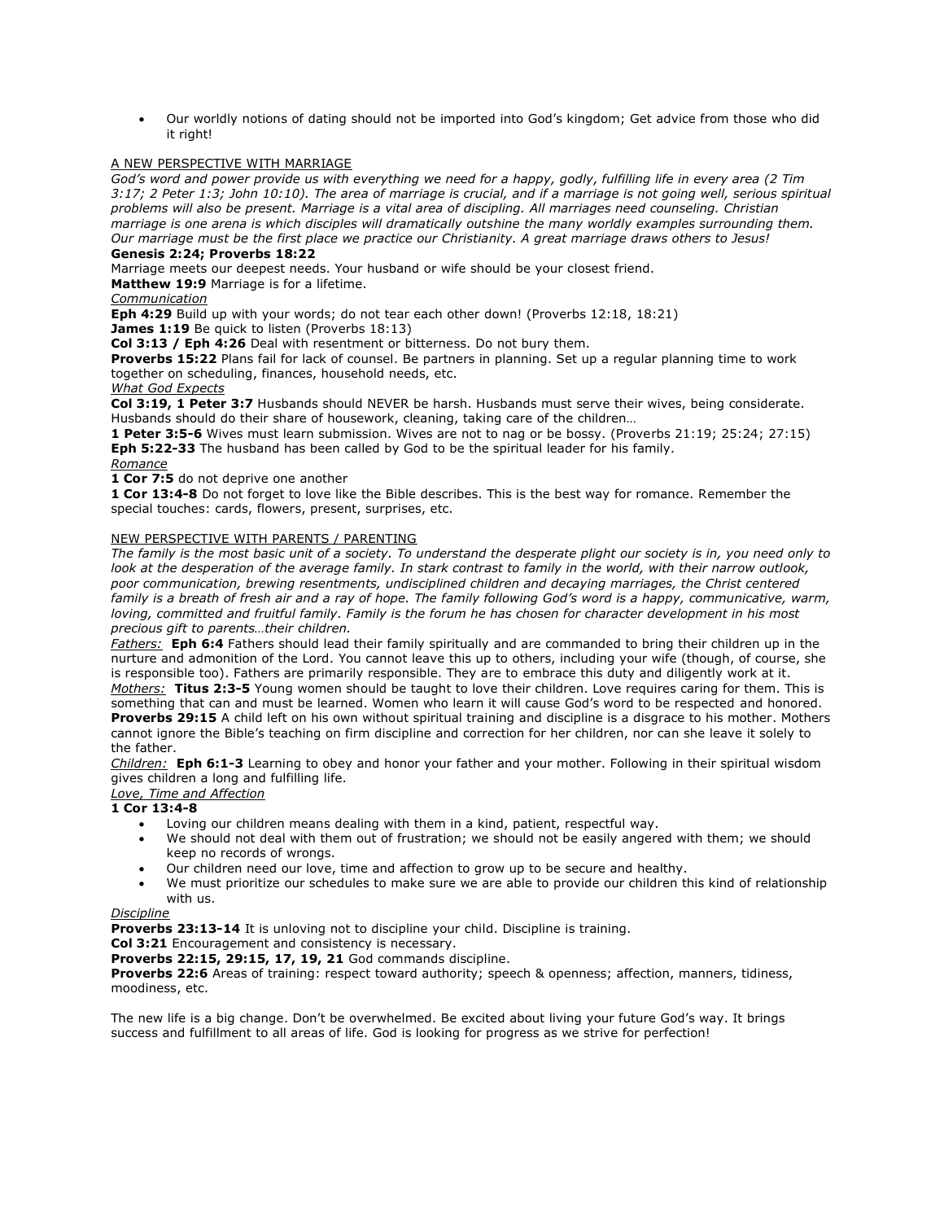- Our worldly notions of dating should not be imported into God's kingdom; Get advice from those who did it right!

A NEW PERSPECTIVE WITH MARRIAGE

*God's word and power provide us with everything we need for a happy, godly, fulfilling life in every area (2 Tim 3:17; 2 Peter 1:3; John 10:10). The area of marriage is crucial, and if a marriage is not going well, serious spiritual problems will also be present. Marriage is a vital area of discipling. All marriages need counseling. Christian marriage is one arena is which disciples will dramatically outshine the many worldly examples surrounding them. Our marriage must be the first place we practice our Christianity. A great marriage draws others to Jesus!*

**Genesis 2:24; Proverbs 18:22**

Marriage meets our deepest needs. Your husband or wife should be your closest friend.

**Matthew 19:9** Marriage is for a lifetime.

*Communication*

**Eph 4:29** Build up with your words; do not tear each other down! (Proverbs 12:18, 18:21)

**James 1:19** Be quick to listen (Proverbs 18:13)

**Col 3:13 / Eph 4:26** Deal with resentment or bitterness. Do not bury them.

**Proverbs 15:22** Plans fail for lack of counsel. Be partners in planning. Set up a regular planning time to work together on scheduling, finances, household needs, etc.

*What God Expects*

**Col 3:19, 1 Peter 3:7** Husbands should NEVER be harsh. Husbands must serve their wives, being considerate. Husbands should do their share of housework, cleaning, taking care of the children…

**1 Peter 3:5-6** Wives must learn submission. Wives are not to nag or be bossy. (Proverbs 21:19; 25:24; 27:15)

**Eph 5:22-33** The husband has been called by God to be the spiritual leader for his family.

*Romance*

**1 Cor 7:5** do not deprive one another

**1 Cor 13:4-8** Do not forget to love like the Bible describes. This is the best way for romance. Remember the special touches: cards, flowers, present, surprises, etc.

NEW PERSPECTIVE WITH PARENTS / PARENTING

*The family is the most basic unit of a society. To understand the desperate plight our society is in, you need only to look at the desperation of the average family. In stark contrast to family in the world, with their narrow outlook, poor communication, brewing resentments, undisciplined children and decaying marriages, the Christ centered family is a breath of fresh air and a ray of hope. The family following God's word is a happy, communicative, warm, loving, committed and fruitful family. Family is the forum he has chosen for character development in his most precious gift to parents…their children.*

*Fathers:* **Eph 6:4** Fathers should lead their family spiritually and are commanded to bring their children up in the nurture and admonition of the Lord. You cannot leave this up to others, including your wife (though, of course, she is responsible too). Fathers are primarily responsible. They are to embrace this duty and diligently work at it.

*Mothers:* **Titus 2:3-5** Young women should be taught to love their children. Love requires caring for them. This is something that can and must be learned. Women who learn it will cause God's word to be respected and honored.

**Proverbs 29:15** A child left on his own without spiritual training and discipline is a disgrace to his mother. Mothers cannot ignore the Bible's teaching on firm discipline and correction for her children, nor can she leave it solely to the father.

*Children:* **Eph 6:1-3** Learning to obey and honor your father and your mother. Following in their spiritual wisdom gives children a long and fulfilling life.

*Love, Time and Affection*

**1 Cor 13:4-8**

- Loving our children means dealing with them in a kind, patient, respectful way.
- We should not deal with them out of frustration; we should not be easily angered with them; we should keep no records of wrongs.
- Our children need our love, time and affection to grow up to be secure and healthy.
- We must prioritize our schedules to make sure we are able to provide our children this kind of relationship with us.

*Discipline*

**Proverbs 23:13-14** It is unloving not to discipline your child. Discipline is training.

**Col 3:21** Encouragement and consistency is necessary.

**Proverbs 22:15, 29:15, 17, 19, 21** God commands discipline.

**Proverbs 22:6** Areas of training: respect toward authority; speech & openness; affection, manners, tidiness, moodiness, etc.

The new life is a big change. Don't be overwhelmed. Be excited about living your future God's way. It brings success and fulfillment to all areas of life. God is looking for progress as we strive for perfection!